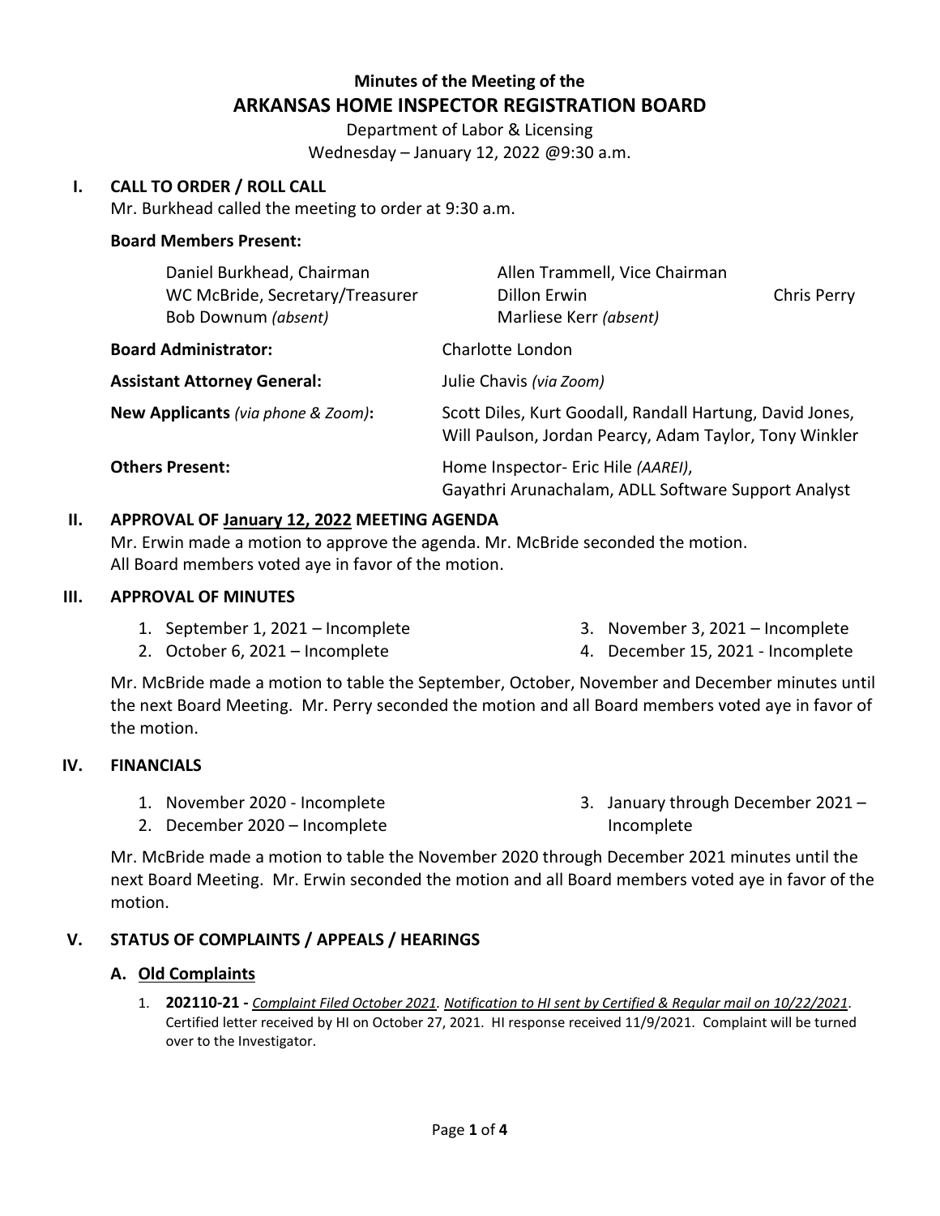**Minutes of the Meeting of the**

# ARKANSAS HOME INSPECTOR REGISTRATION BOARD

Department of Labor & Licensing
Wednesday – January 12, 2022 @9:30 a.m.

## I. CALL TO ORDER / ROLL CALL

Mr. Burkhead called the meeting to order at 9:30 a.m.

**Board Members Present:**

Daniel Burkhead, Chairman
Allen Trammell, Vice Chairman
WC McBride, Secretary/Treasurer
Dillon Erwin
Chris Perry
Bob Downum *(absent)*
Marliese Kerr *(absent)*

**Board Administrator:** Charlotte London

**Assistant Attorney General:** Julie Chavis *(via Zoom)*

**New Applicants** *(via phone & Zoom)***:** Scott Diles, Kurt Goodall, Randall Hartung, David Jones, Will Paulson, Jordan Pearcy, Adam Taylor, Tony Winkler

**Others Present:** Home Inspector- Eric Hile *(AAREI)*, Gayathri Arunachalam, ADLL Software Support Analyst

## II. APPROVAL OF January 12, 2022 MEETING AGENDA

Mr. Erwin made a motion to approve the agenda. Mr. McBride seconded the motion. All Board members voted aye in favor of the motion.

## III. APPROVAL OF MINUTES

1. September 1, 2021 – Incomplete
2. October 6, 2021 – Incomplete
3. November 3, 2021 – Incomplete
4. December 15, 2021 - Incomplete

Mr. McBride made a motion to table the September, October, November and December minutes until the next Board Meeting. Mr. Perry seconded the motion and all Board members voted aye in favor of the motion.

## IV. FINANCIALS

1. November 2020 - Incomplete
2. December 2020 – Incomplete
3. January through December 2021 – Incomplete

Mr. McBride made a motion to table the November 2020 through December 2021 minutes until the next Board Meeting. Mr. Erwin seconded the motion and all Board members voted aye in favor of the motion.

## V. STATUS OF COMPLAINTS / APPEALS / HEARINGS

### A. Old Complaints

1. **202110-21 -** *Complaint Filed October 2021*. *Notification to HI sent by Certified & Regular mail on 10/22/2021*. Certified letter received by HI on October 27, 2021. HI response received 11/9/2021. Complaint will be turned over to the Investigator.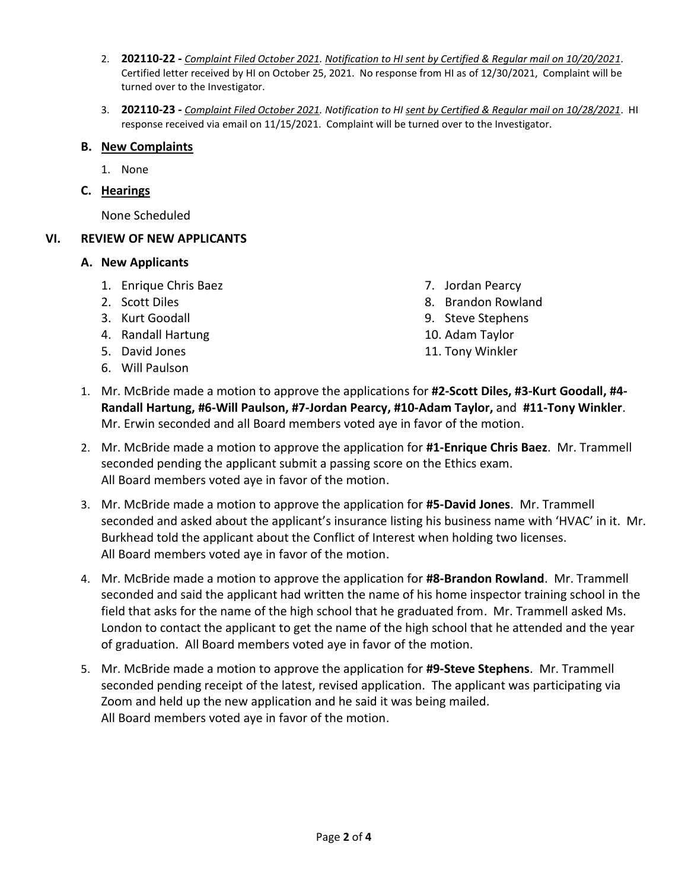2. **202110-22 -** *Complaint Filed October 2021. Notification to HI sent by Certified & Regular mail on 10/20/2021.* Certified letter received by HI on October 25, 2021. No response from HI as of 12/30/2021, Complaint will be turned over to the Investigator.

3. **202110-23 -** *Complaint Filed October 2021. Notification to HI sent by Certified & Regular mail on 10/28/2021*. HI response received via email on 11/15/2021. Complaint will be turned over to the Investigator.

### B. New Complaints

1. None

### C. Hearings

None Scheduled

## VI. REVIEW OF NEW APPLICANTS

### A. New Applicants

1. Enrique Chris Baez
2. Scott Diles
3. Kurt Goodall
4. Randall Hartung
5. David Jones
6. Will Paulson
7. Jordan Pearcy
8. Brandon Rowland
9. Steve Stephens
10. Adam Taylor
11. Tony Winkler

1. Mr. McBride made a motion to approve the applications for **#2-Scott Diles, #3-Kurt Goodall, #4-Randall Hartung, #6-Will Paulson, #7-Jordan Pearcy, #10-Adam Taylor,** and **#11-Tony Winkler**. Mr. Erwin seconded and all Board members voted aye in favor of the motion.

2. Mr. McBride made a motion to approve the application for **#1-Enrique Chris Baez**. Mr. Trammell seconded pending the applicant submit a passing score on the Ethics exam. All Board members voted aye in favor of the motion.

3. Mr. McBride made a motion to approve the application for **#5-David Jones**. Mr. Trammell seconded and asked about the applicant's insurance listing his business name with 'HVAC' in it. Mr. Burkhead told the applicant about the Conflict of Interest when holding two licenses. All Board members voted aye in favor of the motion.

4. Mr. McBride made a motion to approve the application for **#8-Brandon Rowland**. Mr. Trammell seconded and said the applicant had written the name of his home inspector training school in the field that asks for the name of the high school that he graduated from. Mr. Trammell asked Ms. London to contact the applicant to get the name of the high school that he attended and the year of graduation. All Board members voted aye in favor of the motion.

5. Mr. McBride made a motion to approve the application for **#9-Steve Stephens**. Mr. Trammell seconded pending receipt of the latest, revised application. The applicant was participating via Zoom and held up the new application and he said it was being mailed. All Board members voted aye in favor of the motion.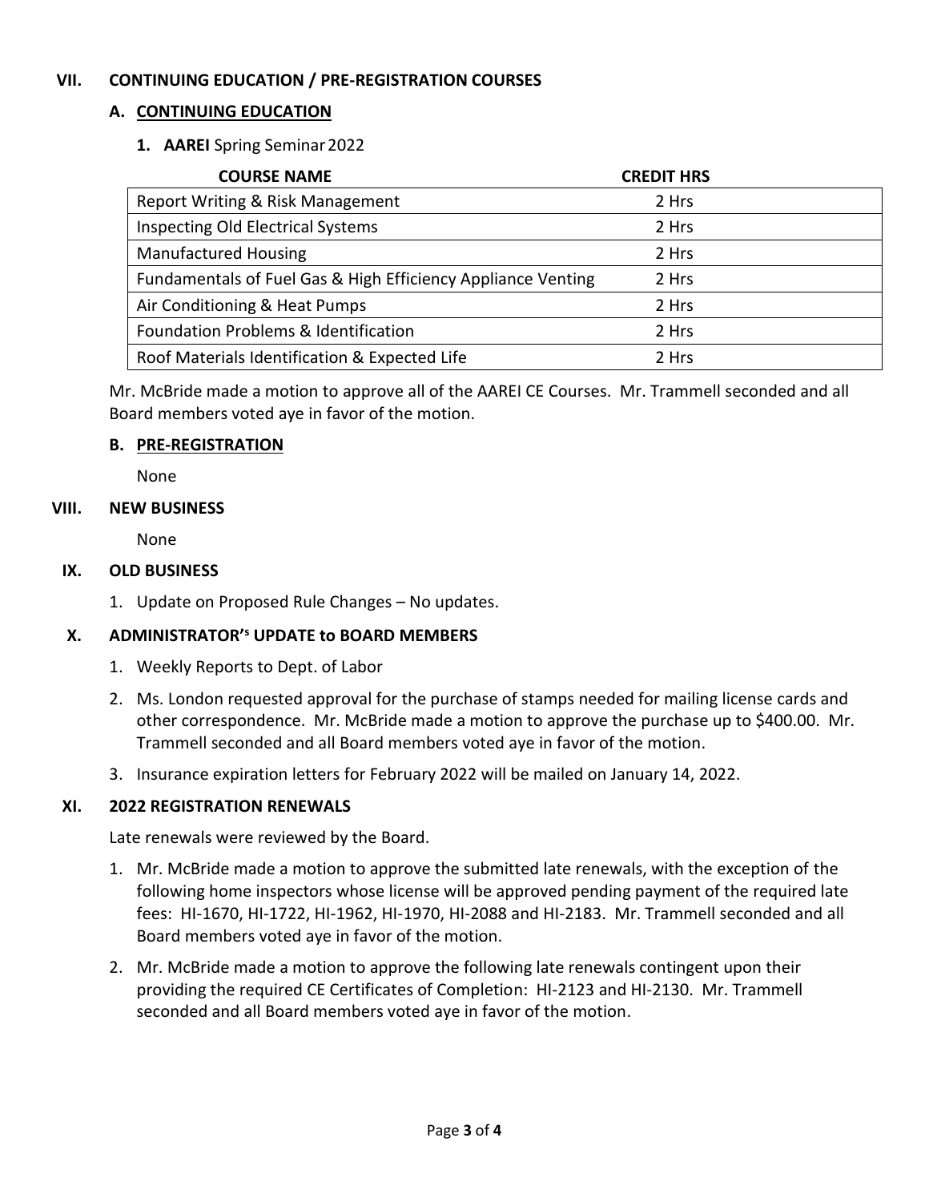## VII. CONTINUING EDUCATION / PRE-REGISTRATION COURSES

### A. CONTINUING EDUCATION

**1. AAREI** Spring Seminar 2022

| COURSE NAME | CREDIT HRS |
|---|---|
| Report Writing & Risk Management | 2 Hrs |
| Inspecting Old Electrical Systems | 2 Hrs |
| Manufactured Housing | 2 Hrs |
| Fundamentals of Fuel Gas & High Efficiency Appliance Venting | 2 Hrs |
| Air Conditioning & Heat Pumps | 2 Hrs |
| Foundation Problems & Identification | 2 Hrs |
| Roof Materials Identification & Expected Life | 2 Hrs |

Mr. McBride made a motion to approve all of the AAREI CE Courses. Mr. Trammell seconded and all Board members voted aye in favor of the motion.

### B. PRE-REGISTRATION

None

## VIII. NEW BUSINESS

None

## IX. OLD BUSINESS

1. Update on Proposed Rule Changes – No updates.

## X. ADMINISTRATOR'S UPDATE to BOARD MEMBERS

1. Weekly Reports to Dept. of Labor
2. Ms. London requested approval for the purchase of stamps needed for mailing license cards and other correspondence. Mr. McBride made a motion to approve the purchase up to $400.00. Mr. Trammell seconded and all Board members voted aye in favor of the motion.
3. Insurance expiration letters for February 2022 will be mailed on January 14, 2022.

## XI. 2022 REGISTRATION RENEWALS

Late renewals were reviewed by the Board.

1. Mr. McBride made a motion to approve the submitted late renewals, with the exception of the following home inspectors whose license will be approved pending payment of the required late fees: HI-1670, HI-1722, HI-1962, HI-1970, HI-2088 and HI-2183. Mr. Trammell seconded and all Board members voted aye in favor of the motion.
2. Mr. McBride made a motion to approve the following late renewals contingent upon their providing the required CE Certificates of Completion: HI-2123 and HI-2130. Mr. Trammell seconded and all Board members voted aye in favor of the motion.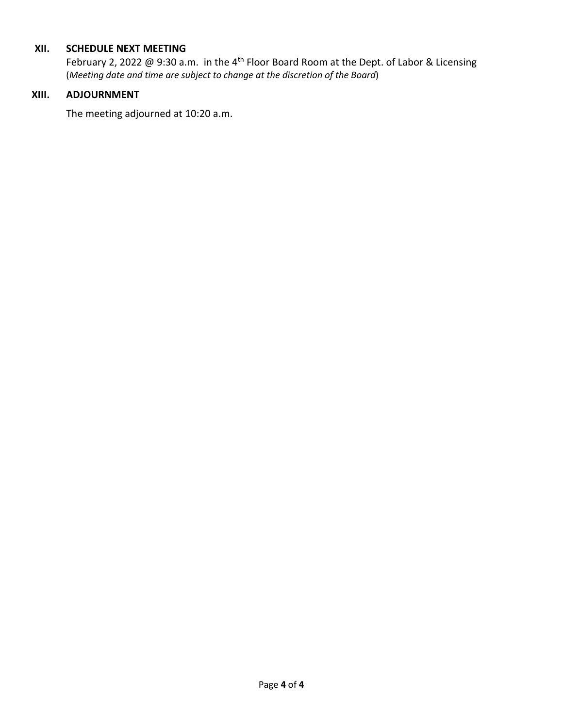## XII. SCHEDULE NEXT MEETING

February 2, 2022 @ 9:30 a.m. in the 4th Floor Board Room at the Dept. of Labor & Licensing
(*Meeting date and time are subject to change at the discretion of the Board*)

## XIII. ADJOURNMENT

The meeting adjourned at 10:20 a.m.